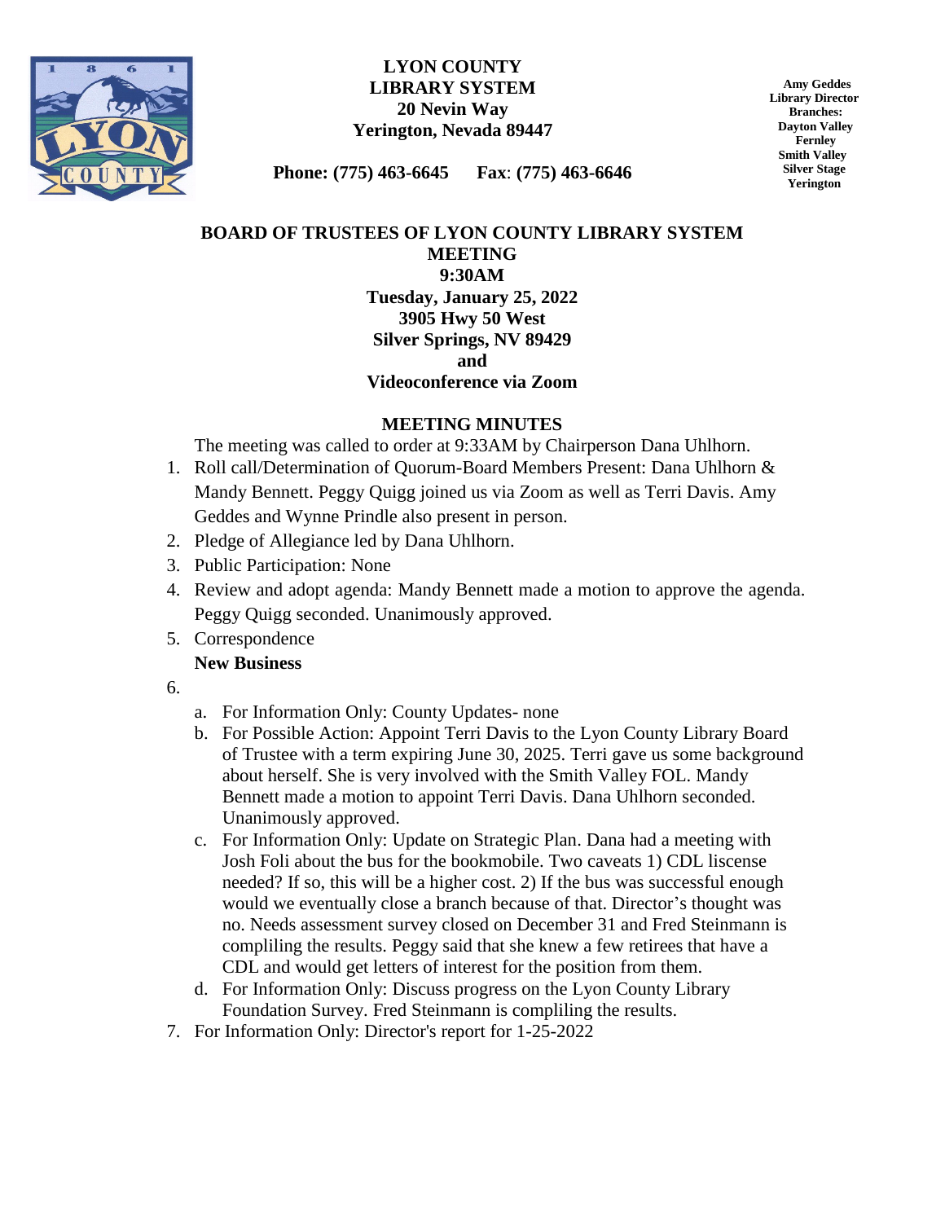**LYON COUNTY**
**LIBRARY SYSTEM**
**20 Nevin Way**
**Yerington, Nevada 89447**

**Phone: (775) 463-6645 Fax: (775) 463-6646**

**Amy Geddes**
**Library Director**
**Branches:**
**Dayton Valley**
**Fernley**
**Smith Valley**
**Silver Stage**
**Yerington**

# BOARD OF TRUSTEES OF LYON COUNTY LIBRARY SYSTEM MEETING

**9:30AM**
**Tuesday, January 25, 2022**
**3905 Hwy 50 West**
**Silver Springs, NV 89429**
**and**
**Videoconference via Zoom**

## MEETING MINUTES

The meeting was called to order at 9:33AM by Chairperson Dana Uhlhorn.

1. Roll call/Determination of Quorum-Board Members Present: Dana Uhlhorn & Mandy Bennett. Peggy Quigg joined us via Zoom as well as Terri Davis. Amy Geddes and Wynne Prindle also present in person.
2. Pledge of Allegiance led by Dana Uhlhorn.
3. Public Participation: None
4. Review and adopt agenda: Mandy Bennett made a motion to approve the agenda. Peggy Quigg seconded. Unanimously approved.
5. Correspondence

   **New Business**

6. 
   a. For Information Only: County Updates- none
   b. For Possible Action: Appoint Terri Davis to the Lyon County Library Board of Trustee with a term expiring June 30, 2025. Terri gave us some background about herself. She is very involved with the Smith Valley FOL. Mandy Bennett made a motion to appoint Terri Davis. Dana Uhlhorn seconded. Unanimously approved.
   c. For Information Only: Update on Strategic Plan. Dana had a meeting with Josh Foli about the bus for the bookmobile. Two caveats 1) CDL liscense needed? If so, this will be a higher cost. 2) If the bus was successful enough would we eventually close a branch because of that. Director's thought was no. Needs assessment survey closed on December 31 and Fred Steinmann is compliling the results. Peggy said that she knew a few retirees that have a CDL and would get letters of interest for the position from them.
   d. For Information Only: Discuss progress on the Lyon County Library Foundation Survey. Fred Steinmann is compliling the results.
7. For Information Only: Director's report for 1-25-2022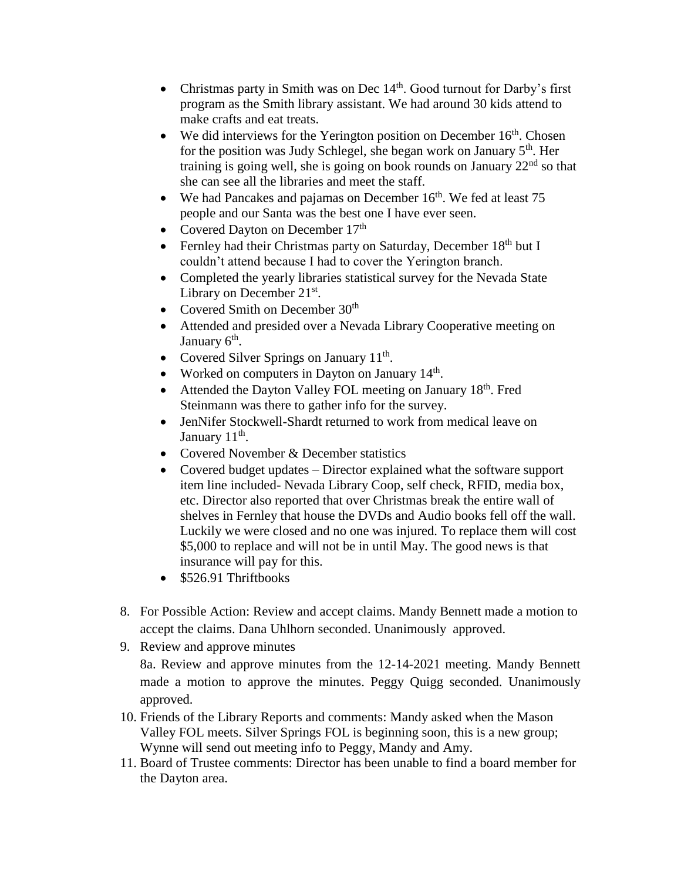- Christmas party in Smith was on Dec 14th. Good turnout for Darby's first program as the Smith library assistant. We had around 30 kids attend to make crafts and eat treats.
- We did interviews for the Yerington position on December 16th. Chosen for the position was Judy Schlegel, she began work on January 5th. Her training is going well, she is going on book rounds on January 22nd so that she can see all the libraries and meet the staff.
- We had Pancakes and pajamas on December 16th. We fed at least 75 people and our Santa was the best one I have ever seen.
- Covered Dayton on December 17th
- Fernley had their Christmas party on Saturday, December 18th but I couldn't attend because I had to cover the Yerington branch.
- Completed the yearly libraries statistical survey for the Nevada State Library on December 21st.
- Covered Smith on December 30th
- Attended and presided over a Nevada Library Cooperative meeting on January 6th.
- Covered Silver Springs on January 11th.
- Worked on computers in Dayton on January 14th.
- Attended the Dayton Valley FOL meeting on January 18th. Fred Steinmann was there to gather info for the survey.
- JenNifer Stockwell-Shardt returned to work from medical leave on January 11th.
- Covered November & December statistics
- Covered budget updates – Director explained what the software support item line included- Nevada Library Coop, self check, RFID, media box, etc. Director also reported that over Christmas break the entire wall of shelves in Fernley that house the DVDs and Audio books fell off the wall. Luckily we were closed and no one was injured. To replace them will cost $5,000 to replace and will not be in until May. The good news is that insurance will pay for this.
- $526.91 Thriftbooks

8. For Possible Action: Review and accept claims. Mandy Bennett made a motion to accept the claims. Dana Uhlhorn seconded. Unanimously approved.
9. Review and approve minutes

   8a. Review and approve minutes from the 12-14-2021 meeting. Mandy Bennett made a motion to approve the minutes. Peggy Quigg seconded. Unanimously approved.
10. Friends of the Library Reports and comments: Mandy asked when the Mason Valley FOL meets. Silver Springs FOL is beginning soon, this is a new group; Wynne will send out meeting info to Peggy, Mandy and Amy.
11. Board of Trustee comments: Director has been unable to find a board member for the Dayton area.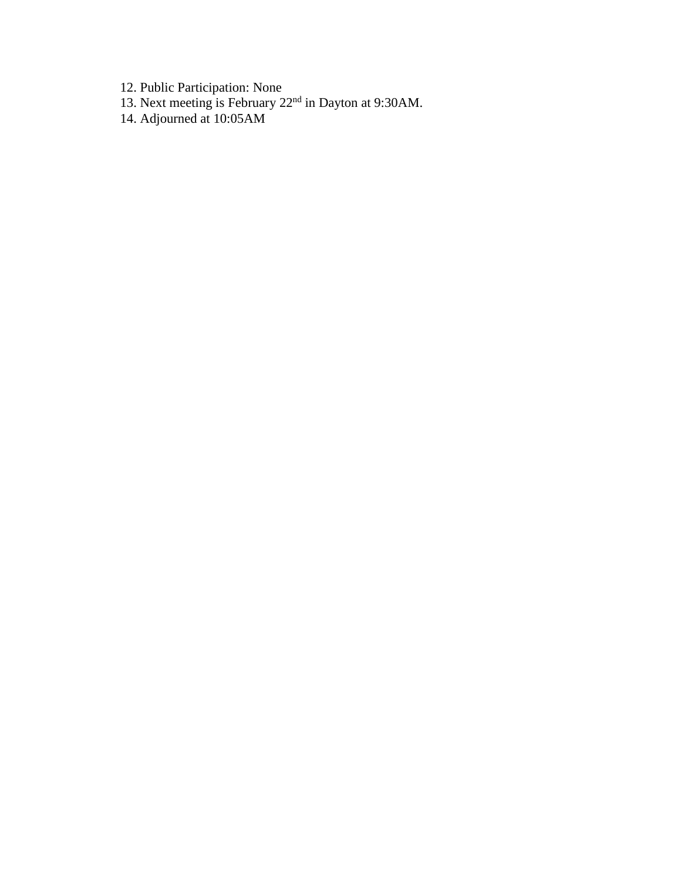12. Public Participation: None
13. Next meeting is February 22nd in Dayton at 9:30AM.
14. Adjourned at 10:05AM